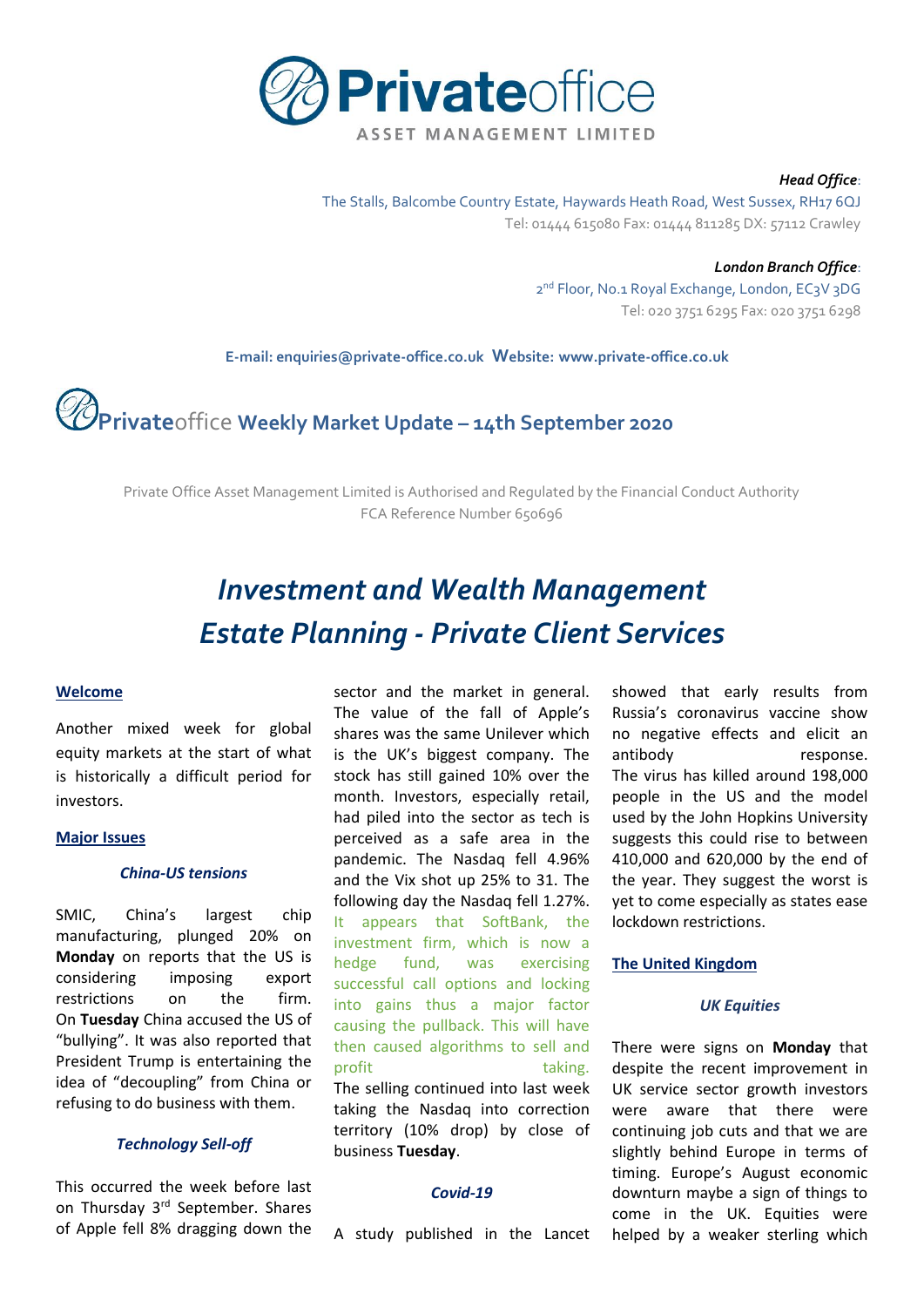# Privateoffice

ASSET MANAGEMENT LIMITED

***Head Office*:**
The Stalls, Balcombe Country Estate, Haywards Heath Road, West Sussex, RH17 6QJ
Tel: 01444 615080 Fax: 01444 811285 DX: 57112 Crawley

***London Branch Office*:**
2nd Floor, No.1 Royal Exchange, London, EC3V 3DG
Tel: 020 3751 6295 Fax: 020 3751 6298

**E-mail: enquiries@private-office.co.uk Website: www.private-office.co.uk**

## Privateoffice Weekly Market Update – 14th September 2020

Private Office Asset Management Limited is Authorised and Regulated by the Financial Conduct Authority
FCA Reference Number 650696

# *Investment and Wealth Management*
# *Estate Planning - Private Client Services*

### Welcome

Another mixed week for global equity markets at the start of what is historically a difficult period for investors.

### Major Issues

#### *China-US tensions*

SMIC, China's largest chip manufacturing, plunged 20% on **Monday** on reports that the US is considering imposing export restrictions on the firm. On **Tuesday** China accused the US of "bullying". It was also reported that President Trump is entertaining the idea of "decoupling" from China or refusing to do business with them.

#### *Technology Sell-off*

This occurred the week before last on Thursday 3rd September. Shares of Apple fell 8% dragging down the sector and the market in general. The value of the fall of Apple's shares was the same Unilever which is the UK's biggest company. The stock has still gained 10% over the month. Investors, especially retail, had piled into the sector as tech is perceived as a safe area in the pandemic. The Nasdaq fell 4.96% and the Vix shot up 25% to 31. The following day the Nasdaq fell 1.27%. It appears that SoftBank, the investment firm, which is now a hedge fund, was exercising successful call options and locking into gains thus a major factor causing the pullback. This will have then caused algorithms to sell and profit taking. The selling continued into last week taking the Nasdaq into correction territory (10% drop) by close of business **Tuesday**.

#### *Covid-19*

A study published in the Lancet showed that early results from Russia's coronavirus vaccine show no negative effects and elicit an antibody response. The virus has killed around 198,000 people in the US and the model used by the John Hopkins University suggests this could rise to between 410,000 and 620,000 by the end of the year. They suggest the worst is yet to come especially as states ease lockdown restrictions.

### The United Kingdom

#### *UK Equities*

There were signs on **Monday** that despite the recent improvement in UK service sector growth investors were aware that there were continuing job cuts and that we are slightly behind Europe in terms of timing. Europe's August economic downturn maybe a sign of things to come in the UK. Equities were helped by a weaker sterling which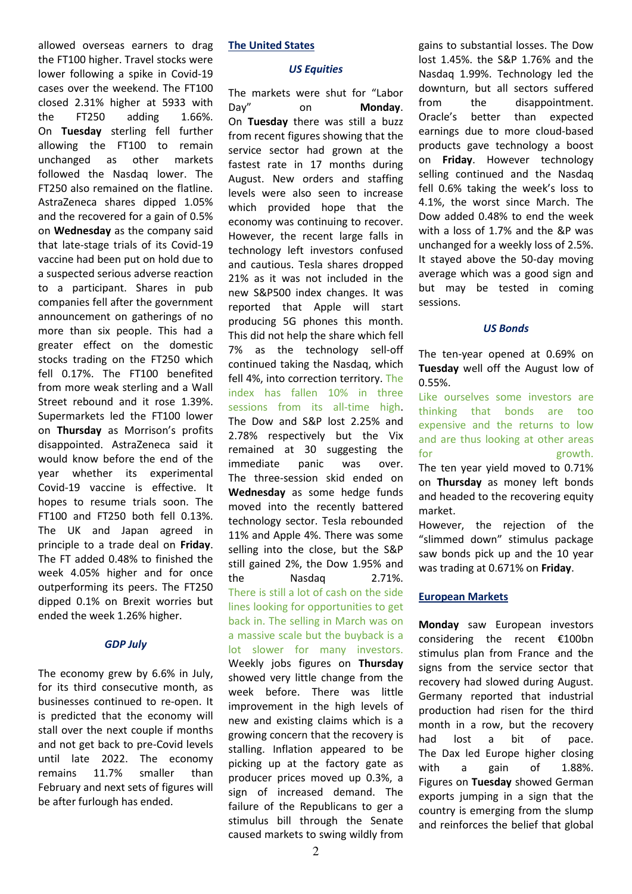allowed overseas earners to drag the FT100 higher. Travel stocks were lower following a spike in Covid-19 cases over the weekend. The FT100 closed 2.31% higher at 5933 with the FT250 adding 1.66%. On **Tuesday** sterling fell further allowing the FT100 to remain unchanged as other markets followed the Nasdaq lower. The FT250 also remained on the flatline. AstraZeneca shares dipped 1.05% and the recovered for a gain of 0.5% on **Wednesday** as the company said that late-stage trials of its Covid-19 vaccine had been put on hold due to a suspected serious adverse reaction to a participant. Shares in pub companies fell after the government announcement on gatherings of no more than six people. This had a greater effect on the domestic stocks trading on the FT250 which fell 0.17%. The FT100 benefited from more weak sterling and a Wall Street rebound and it rose 1.39%. Supermarkets led the FT100 lower on **Thursday** as Morrison's profits disappointed. AstraZeneca said it would know before the end of the year whether its experimental Covid-19 vaccine is effective. It hopes to resume trials soon. The FT100 and FT250 both fell 0.13%. The UK and Japan agreed in principle to a trade deal on **Friday**. The FT added 0.48% to finished the week 4.05% higher and for once outperforming its peers. The FT250 dipped 0.1% on Brexit worries but ended the week 1.26% higher.

### *GDP July*

The economy grew by 6.6% in July, for its third consecutive month, as businesses continued to re-open. It is predicted that the economy will stall over the next couple if months and not get back to pre-Covid levels until late 2022. The economy remains 11.7% smaller than February and next sets of figures will be after furlough has ended.

## The United States

### *US Equities*

The markets were shut for "Labor Day" on **Monday**. On **Tuesday** there was still a buzz from recent figures showing that the service sector had grown at the fastest rate in 17 months during August. New orders and staffing levels were also seen to increase which provided hope that the economy was continuing to recover. However, the recent large falls in technology left investors confused and cautious. Tesla shares dropped 21% as it was not included in the new S&P500 index changes. It was reported that Apple will start producing 5G phones this month. This did not help the share which fell 7% as the technology sell-off continued taking the Nasdaq, which fell 4%, into correction territory. The index has fallen 10% in three sessions from its all-time high. The Dow and S&P lost 2.25% and 2.78% respectively but the Vix remained at 30 suggesting the immediate panic was over. The three-session skid ended on **Wednesday** as some hedge funds moved into the recently battered technology sector. Tesla rebounded 11% and Apple 4%. There was some selling into the close, but the S&P still gained 2%, the Dow 1.95% and the Nasdaq 2.71%. There is still a lot of cash on the side lines looking for opportunities to get back in. The selling in March was on a massive scale but the buyback is a lot slower for many investors. Weekly jobs figures on **Thursday** showed very little change from the week before. There was little improvement in the high levels of new and existing claims which is a growing concern that the recovery is stalling. Inflation appeared to be picking up at the factory gate as producer prices moved up 0.3%, a sign of increased demand. The failure of the Republicans to ger a stimulus bill through the Senate caused markets to swing wildly from gains to substantial losses. The Dow lost 1.45%. the S&P 1.76% and the Nasdaq 1.99%. Technology led the downturn, but all sectors suffered from the disappointment. Oracle's better than expected earnings due to more cloud-based products gave technology a boost on **Friday**. However technology selling continued and the Nasdaq fell 0.6% taking the week's loss to 4.1%, the worst since March. The Dow added 0.48% to end the week with a loss of 1.7% and the &P was unchanged for a weekly loss of 2.5%. It stayed above the 50-day moving average which was a good sign and but may be tested in coming sessions.

### *US Bonds*

The ten-year opened at 0.69% on **Tuesday** well off the August low of 0.55%.

Like ourselves some investors are thinking that bonds are too expensive and the returns to low and are thus looking at other areas for growth.

The ten year yield moved to 0.71% on **Thursday** as money left bonds and headed to the recovering equity market.

However, the rejection of the "slimmed down" stimulus package saw bonds pick up and the 10 year was trading at 0.671% on **Friday**.

## European Markets

**Monday** saw European investors considering the recent €100bn stimulus plan from France and the signs from the service sector that recovery had slowed during August. Germany reported that industrial production had risen for the third month in a row, but the recovery had lost a bit of pace. The Dax led Europe higher closing with a gain of 1.88%. Figures on **Tuesday** showed German exports jumping in a sign that the country is emerging from the slump and reinforces the belief that global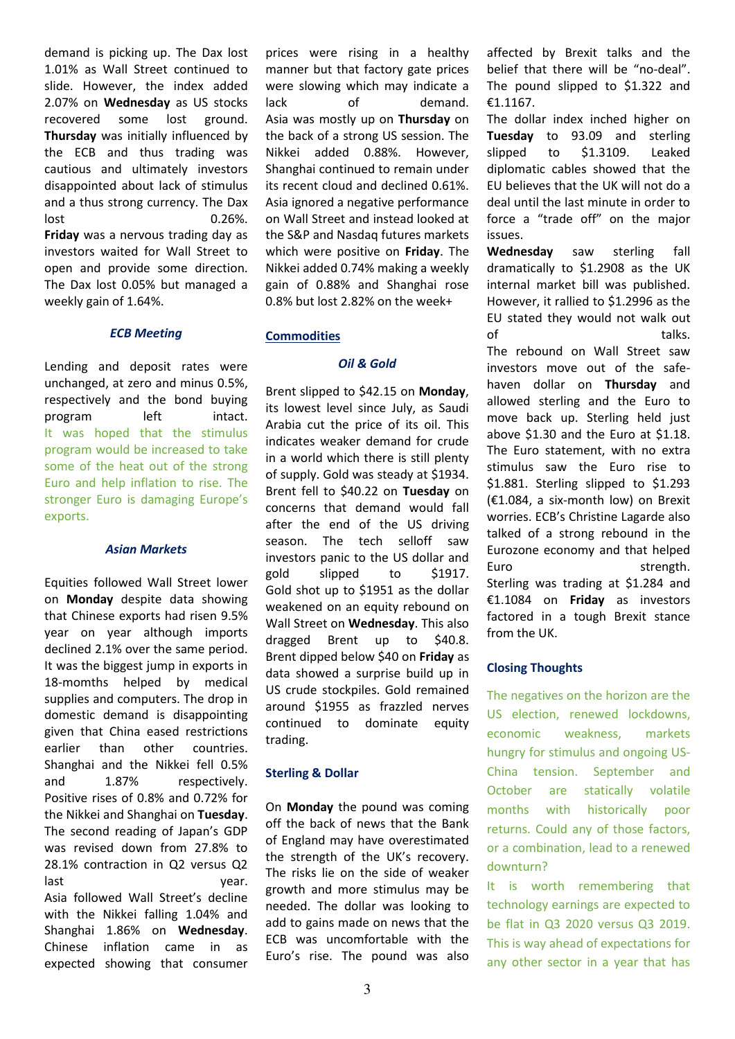demand is picking up. The Dax lost 1.01% as Wall Street continued to slide. However, the index added 2.07% on **Wednesday** as US stocks recovered some lost ground. **Thursday** was initially influenced by the ECB and thus trading was cautious and ultimately investors disappointed about lack of stimulus and a thus strong currency. The Dax lost 0.26%. **Friday** was a nervous trading day as investors waited for Wall Street to open and provide some direction. The Dax lost 0.05% but managed a weekly gain of 1.64%.

### *ECB Meeting*

Lending and deposit rates were unchanged, at zero and minus 0.5%, respectively and the bond buying program left intact. It was hoped that the stimulus program would be increased to take some of the heat out of the strong Euro and help inflation to rise. The stronger Euro is damaging Europe's exports.

### *Asian Markets*

Equities followed Wall Street lower on **Monday** despite data showing that Chinese exports had risen 9.5% year on year although imports declined 2.1% over the same period. It was the biggest jump in exports in 18-months helped by medical supplies and computers. The drop in domestic demand is disappointing given that China eased restrictions earlier than other countries. Shanghai and the Nikkei fell 0.5% and 1.87% respectively. Positive rises of 0.8% and 0.72% for the Nikkei and Shanghai on **Tuesday**. The second reading of Japan's GDP was revised down from 27.8% to 28.1% contraction in Q2 versus Q2 last year. Asia followed Wall Street's decline with the Nikkei falling 1.04% and Shanghai 1.86% on **Wednesday**. Chinese inflation came in as expected showing that consumer prices were rising in a healthy manner but that factory gate prices were slowing which may indicate a lack of demand. Asia was mostly up on **Thursday** on the back of a strong US session. The Nikkei added 0.88%. However, Shanghai continued to remain under its recent cloud and declined 0.61%. Asia ignored a negative performance on Wall Street and instead looked at the S&P and Nasdaq futures markets which were positive on **Friday**. The Nikkei added 0.74% making a weekly gain of 0.88% and Shanghai rose 0.8% but lost 2.82% on the week+

## Commodities

### *Oil & Gold*

Brent slipped to $42.15 on **Monday**, its lowest level since July, as Saudi Arabia cut the price of its oil. This indicates weaker demand for crude in a world which there is still plenty of supply. Gold was steady at $1934. Brent fell to $40.22 on **Tuesday** on concerns that demand would fall after the end of the US driving season. The tech selloff saw investors panic to the US dollar and gold slipped to $1917. Gold shot up to $1951 as the dollar weakened on an equity rebound on Wall Street on **Wednesday**. This also dragged Brent up to $40.8. Brent dipped below $40 on **Friday** as data showed a surprise build up in US crude stockpiles. Gold remained around $1955 as frazzled nerves continued to dominate equity trading.

### Sterling & Dollar

On **Monday** the pound was coming off the back of news that the Bank of England may have overestimated the strength of the UK's recovery. The risks lie on the side of weaker growth and more stimulus may be needed. The dollar was looking to add to gains made on news that the ECB was uncomfortable with the Euro's rise. The pound was also affected by Brexit talks and the belief that there will be "no-deal". The pound slipped to $1.322 and €1.1167.
The dollar index inched higher on **Tuesday** to 93.09 and sterling slipped to $1.3109. Leaked diplomatic cables showed that the EU believes that the UK will not do a deal until the last minute in order to force a "trade off" on the major issues.
**Wednesday** saw sterling fall dramatically to $1.2908 as the UK internal market bill was published. However, it rallied to $1.2996 as the EU stated they would not walk out of talks.
The rebound on Wall Street saw investors move out of the safe-haven dollar on **Thursday** and allowed sterling and the Euro to move back up. Sterling held just above $1.30 and the Euro at $1.18. The Euro statement, with no extra stimulus saw the Euro rise to $1.881. Sterling slipped to $1.293 (€1.084, a six-month low) on Brexit worries. ECB's Christine Lagarde also talked of a strong rebound in the Eurozone economy and that helped Euro strength.
Sterling was trading at $1.284 and €1.1084 on **Friday** as investors factored in a tough Brexit stance from the UK.

### Closing Thoughts

The negatives on the horizon are the US election, renewed lockdowns, economic weakness, markets hungry for stimulus and ongoing US-China tension. September and October are statically volatile months with historically poor returns. Could any of those factors, or a combination, lead to a renewed downturn?

It is worth remembering that technology earnings are expected to be flat in Q3 2020 versus Q3 2019. This is way ahead of expectations for any other sector in a year that has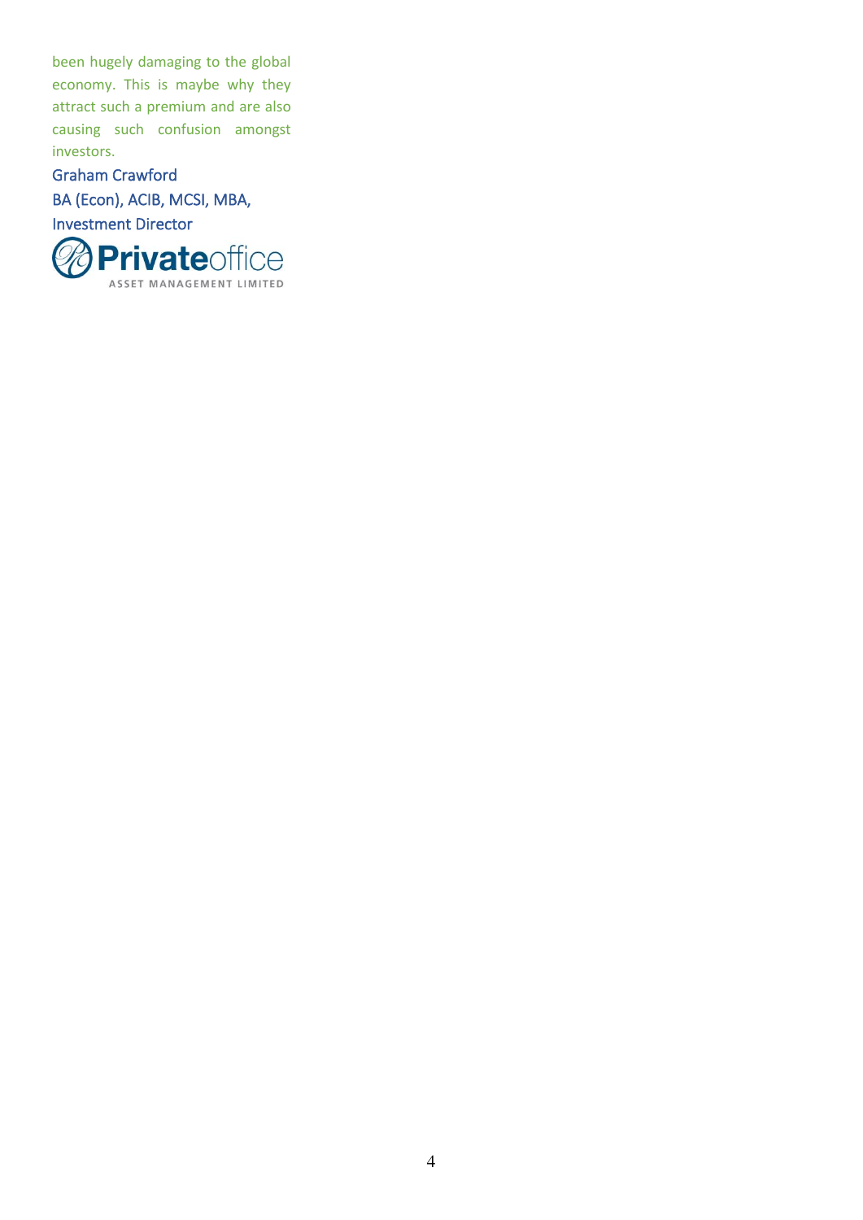been hugely damaging to the global economy. This is maybe why they attract such a premium and are also causing such confusion amongst investors.

Graham Crawford
BA (Econ), ACIB, MCSI, MBA,
Investment Director

Privateoffice
ASSET MANAGEMENT LIMITED